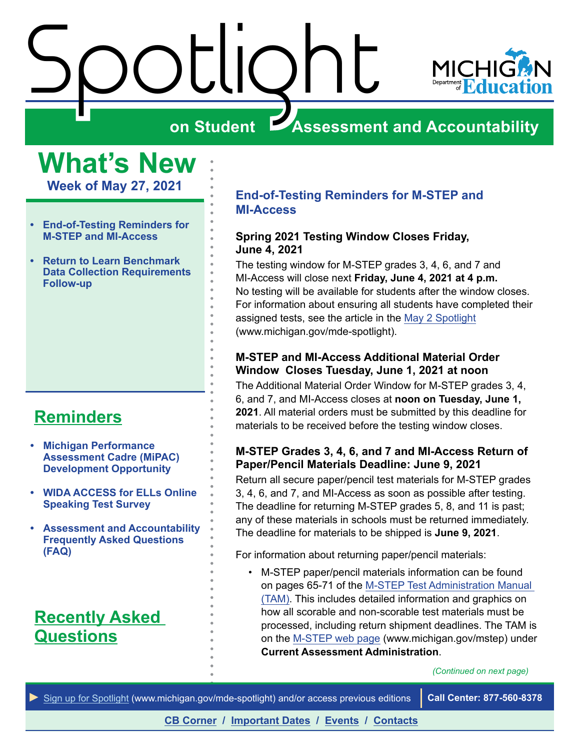# Spotlight on Student Assessment and Accountability

MICHIGAN Department of Education

## What's New

**Week of May 27, 2021**

- End-of-Testing Reminders for M-STEP and MI-Access
- Return to Learn Benchmark Data Collection Requirements Follow-up

## Reminders

- Michigan Performance Assessment Cadre (MiPAC) Development Opportunity
- WIDA ACCESS for ELLs Online Speaking Test Survey
- Assessment and Accountability Frequently Asked Questions (FAQ)

## Recently Asked Questions

## End-of-Testing Reminders for M-STEP and MI-Access

### Spring 2021 Testing Window Closes Friday, June 4, 2021

The testing window for M-STEP grades 3, 4, 6, and 7 and MI-Access will close next **Friday, June 4, 2021 at 4 p.m.** No testing will be available for students after the window closes. For information about ensuring all students have completed their assigned tests, see the article in the [May 2 Spotlight](www.michigan.gov/mde-spotlight) (www.michigan.gov/mde-spotlight).

### M-STEP and MI-Access Additional Material Order Window Closes Tuesday, June 1, 2021 at noon

The Additional Material Order Window for M-STEP grades 3, 4, 6, and 7, and MI-Access closes at **noon on Tuesday, June 1, 2021**. All material orders must be submitted by this deadline for materials to be received before the testing window closes.

### M-STEP Grades 3, 4, 6, and 7 and MI-Access Return of Paper/Pencil Materials Deadline: June 9, 2021

Return all secure paper/pencil test materials for M-STEP grades 3, 4, 6, and 7, and MI-Access as soon as possible after testing. The deadline for returning M-STEP grades 5, 8, and 11 is past; any of these materials in schools must be returned immediately. The deadline for materials to be shipped is **June 9, 2021**.

For information about returning paper/pencil materials:

- M-STEP paper/pencil materials information can be found on pages 65-71 of the M-STEP Test Administration Manual (TAM). This includes detailed information and graphics on how all scorable and non-scorable test materials must be processed, including return shipment deadlines. The TAM is on the M-STEP web page (www.michigan.gov/mstep) under **Current Assessment Administration**.

*(Continued on next page)*

► Sign up for Spotlight (www.michigan.gov/mde-spotlight) and/or access previous editions | Call Center: 877-560-8378

CB Corner / Important Dates / Events / Contacts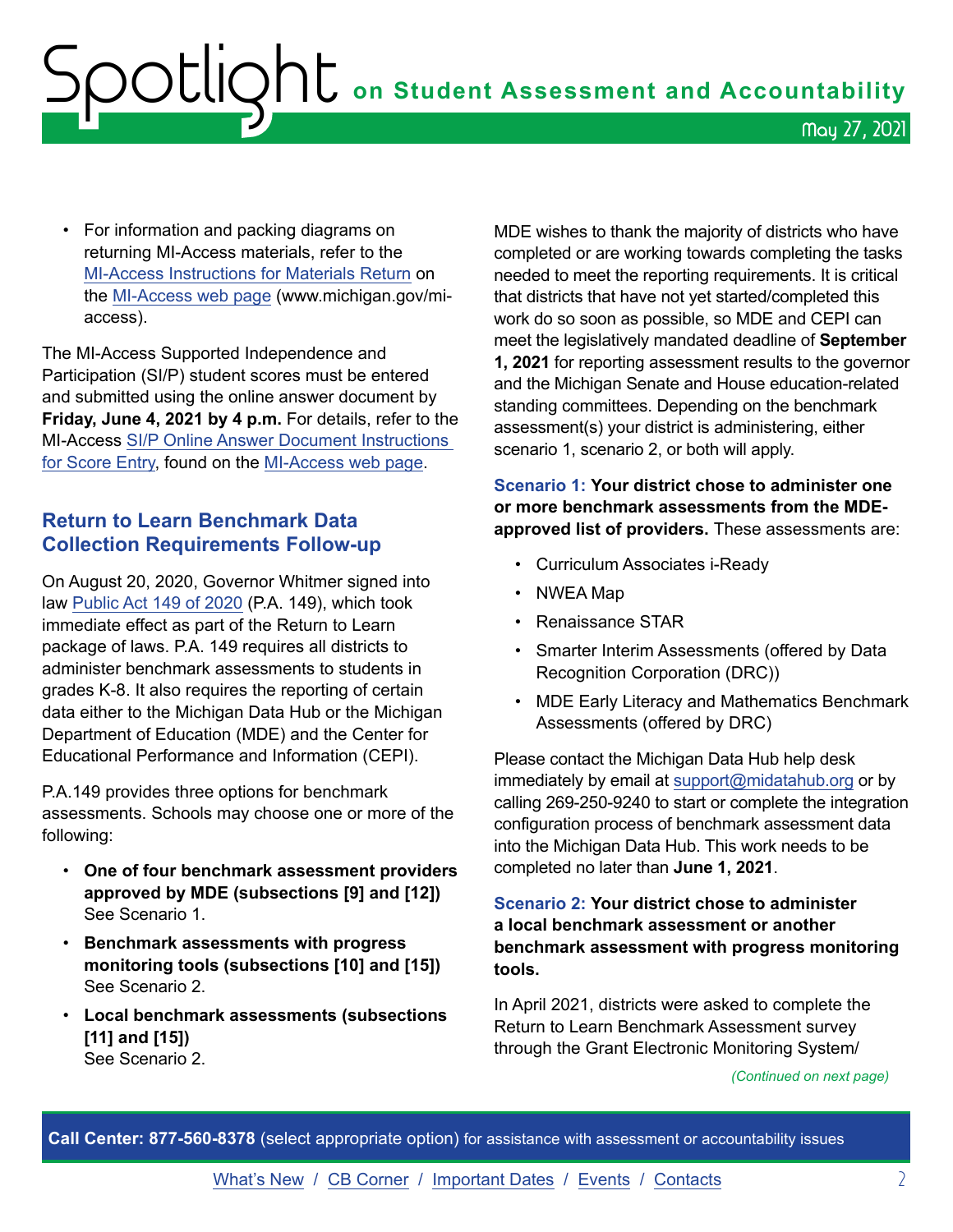- For information and packing diagrams on returning MI-Access materials, refer to the MI-Access Instructions for Materials Return on the MI-Access web page (www.michigan.gov/mi-access).

The MI-Access Supported Independence and Participation (SI/P) student scores must be entered and submitted using the online answer document by **Friday, June 4, 2021 by 4 p.m.** For details, refer to the MI-Access SI/P Online Answer Document Instructions for Score Entry, found on the MI-Access web page.

## Return to Learn Benchmark Data Collection Requirements Follow-up

On August 20, 2020, Governor Whitmer signed into law Public Act 149 of 2020 (P.A. 149), which took immediate effect as part of the Return to Learn package of laws. P.A. 149 requires all districts to administer benchmark assessments to students in grades K-8. It also requires the reporting of certain data either to the Michigan Data Hub or the Michigan Department of Education (MDE) and the Center for Educational Performance and Information (CEPI).

P.A.149 provides three options for benchmark assessments. Schools may choose one or more of the following:

- **One of four benchmark assessment providers approved by MDE (subsections [9] and [12])** See Scenario 1.
- **Benchmark assessments with progress monitoring tools (subsections [10] and [15])** See Scenario 2.
- **Local benchmark assessments (subsections [11] and [15])** See Scenario 2.

MDE wishes to thank the majority of districts who have completed or are working towards completing the tasks needed to meet the reporting requirements. It is critical that districts that have not yet started/completed this work do so soon as possible, so MDE and CEPI can meet the legislatively mandated deadline of **September 1, 2021** for reporting assessment results to the governor and the Michigan Senate and House education-related standing committees. Depending on the benchmark assessment(s) your district is administering, either scenario 1, scenario 2, or both will apply.

**Scenario 1: Your district chose to administer one or more benchmark assessments from the MDE-approved list of providers.** These assessments are:

- Curriculum Associates i-Ready
- NWEA Map
- Renaissance STAR
- Smarter Interim Assessments (offered by Data Recognition Corporation (DRC))
- MDE Early Literacy and Mathematics Benchmark Assessments (offered by DRC)

Please contact the Michigan Data Hub help desk immediately by email at support@midatahub.org or by calling 269-250-9240 to start or complete the integration configuration process of benchmark assessment data into the Michigan Data Hub. This work needs to be completed no later than **June 1, 2021**.

**Scenario 2: Your district chose to administer a local benchmark assessment or another benchmark assessment with progress monitoring tools.**

In April 2021, districts were asked to complete the Return to Learn Benchmark Assessment survey through the Grant Electronic Monitoring System/

*(Continued on next page)*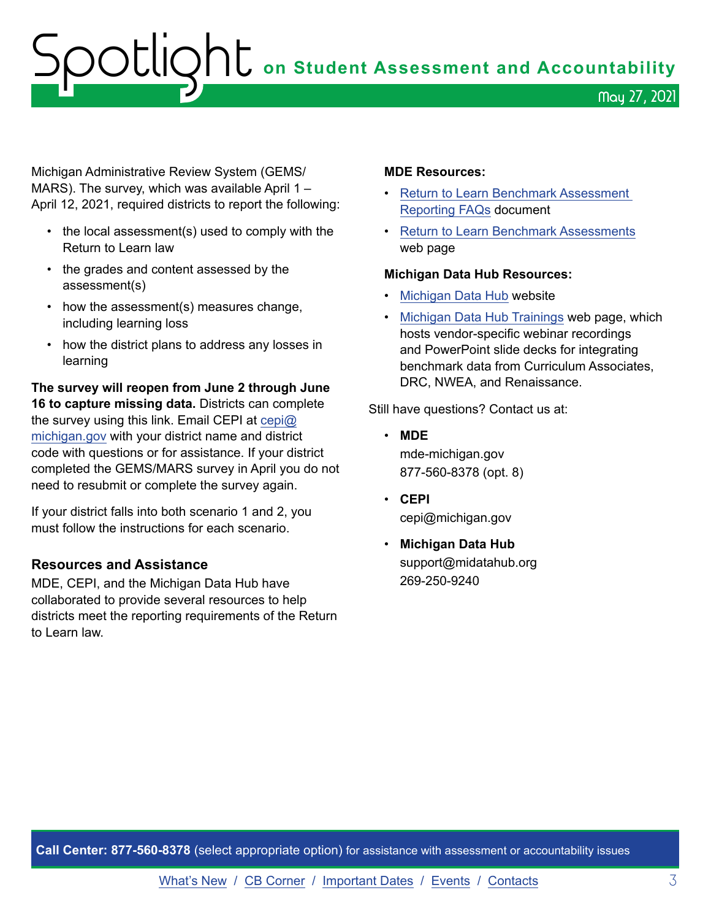Michigan Administrative Review System (GEMS/MARS). The survey, which was available April 1 – April 12, 2021, required districts to report the following:

- the local assessment(s) used to comply with the Return to Learn law
- the grades and content assessed by the assessment(s)
- how the assessment(s) measures change, including learning loss
- how the district plans to address any losses in learning

**The survey will reopen from June 2 through June 16 to capture missing data.** Districts can complete the survey using this link. Email CEPI at cepi@michigan.gov with your district name and district code with questions or for assistance. If your district completed the GEMS/MARS survey in April you do not need to resubmit or complete the survey again.

If your district falls into both scenario 1 and 2, you must follow the instructions for each scenario.

### Resources and Assistance

MDE, CEPI, and the Michigan Data Hub have collaborated to provide several resources to help districts meet the reporting requirements of the Return to Learn law.

**MDE Resources:**

- Return to Learn Benchmark Assessment Reporting FAQs document
- Return to Learn Benchmark Assessments web page

**Michigan Data Hub Resources:**

- Michigan Data Hub website
- Michigan Data Hub Trainings web page, which hosts vendor-specific webinar recordings and PowerPoint slide decks for integrating benchmark data from Curriculum Associates, DRC, NWEA, and Renaissance.

Still have questions? Contact us at:

- **MDE**
  mde-michigan.gov
  877-560-8378 (opt. 8)
- **CEPI**
  cepi@michigan.gov
- **Michigan Data Hub**
  support@midatahub.org
  269-250-9240

**Call Center: 877-560-8378** (select appropriate option) for assistance with assessment or accountability issues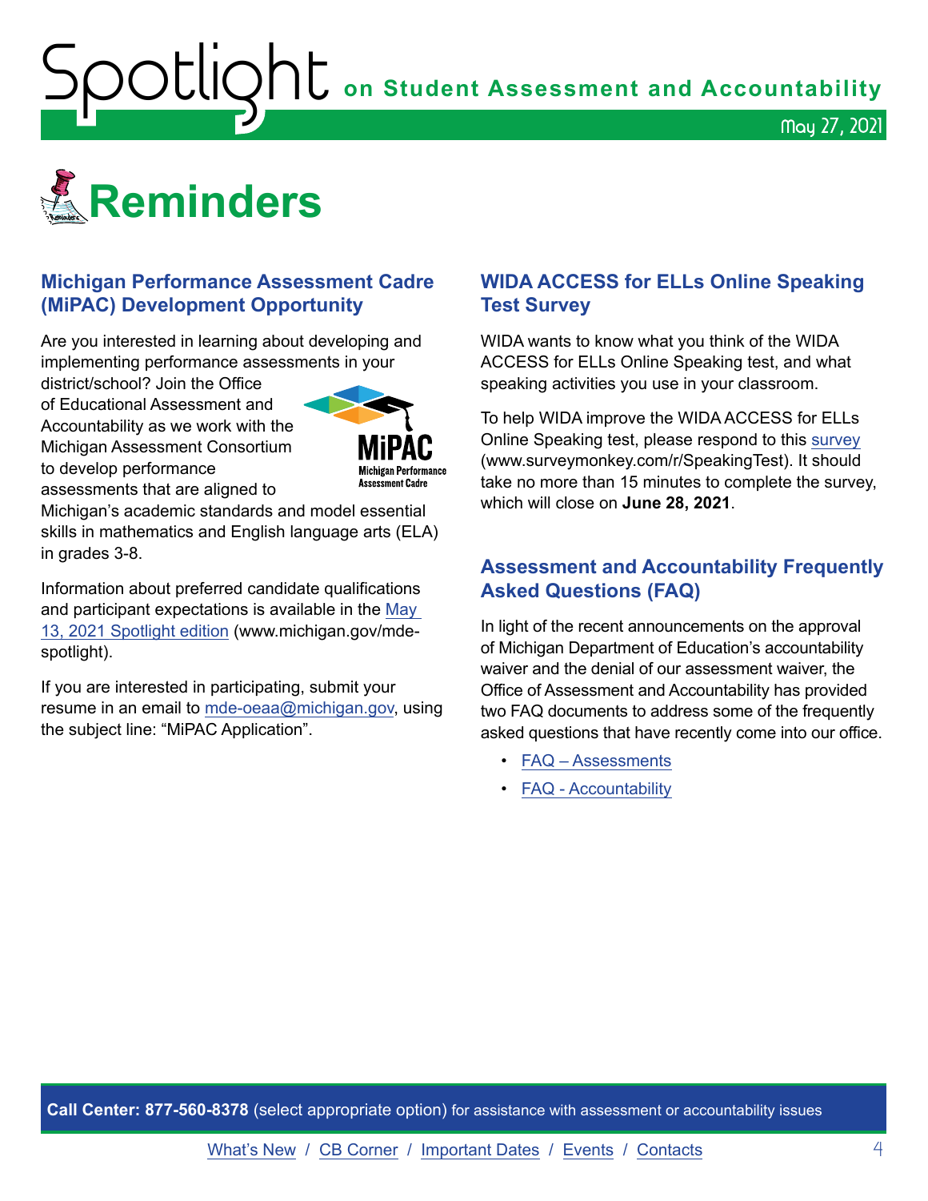# Reminders

## Michigan Performance Assessment Cadre (MiPAC) Development Opportunity

Are you interested in learning about developing and implementing performance assessments in your district/school? Join the Office of Educational Assessment and Accountability as we work with the Michigan Assessment Consortium to develop performance assessments that are aligned to Michigan's academic standards and model essential skills in mathematics and English language arts (ELA) in grades 3-8.

Information about preferred candidate qualifications and participant expectations is available in the May 13, 2021 Spotlight edition (www.michigan.gov/mde-spotlight).

If you are interested in participating, submit your resume in an email to mde-oeaa@michigan.gov, using the subject line: "MiPAC Application".

## WIDA ACCESS for ELLs Online Speaking Test Survey

WIDA wants to know what you think of the WIDA ACCESS for ELLs Online Speaking test, and what speaking activities you use in your classroom.

To help WIDA improve the WIDA ACCESS for ELLs Online Speaking test, please respond to this survey (www.surveymonkey.com/r/SpeakingTest). It should take no more than 15 minutes to complete the survey, which will close on **June 28, 2021**.

## Assessment and Accountability Frequently Asked Questions (FAQ)

In light of the recent announcements on the approval of Michigan Department of Education's accountability waiver and the denial of our assessment waiver, the Office of Assessment and Accountability has provided two FAQ documents to address some of the frequently asked questions that have recently come into our office.

- FAQ – Assessments
- FAQ - Accountability

**Call Center: 877-560-8378** (select appropriate option) for assistance with assessment or accountability issues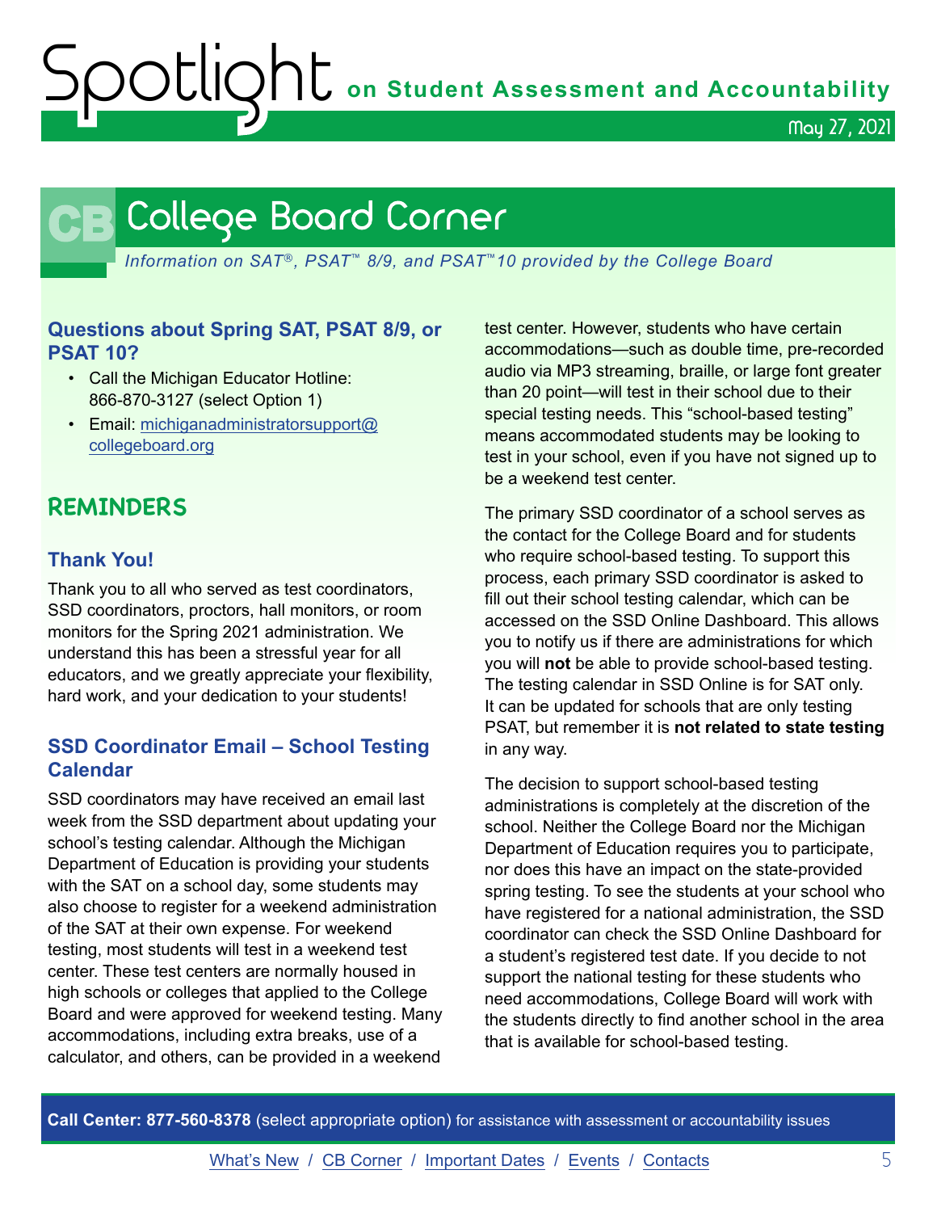# College Board Corner

*Information on SAT®, PSAT™ 8/9, and PSAT™10 provided by the College Board*

### Questions about Spring SAT, PSAT 8/9, or PSAT 10?

- Call the Michigan Educator Hotline: 866-870-3127 (select Option 1)
- Email: michiganadministratorsupport@collegeboard.org

## REMINDERS

### Thank You!

Thank you to all who served as test coordinators, SSD coordinators, proctors, hall monitors, or room monitors for the Spring 2021 administration. We understand this has been a stressful year for all educators, and we greatly appreciate your flexibility, hard work, and your dedication to your students!

### SSD Coordinator Email – School Testing Calendar

SSD coordinators may have received an email last week from the SSD department about updating your school's testing calendar. Although the Michigan Department of Education is providing your students with the SAT on a school day, some students may also choose to register for a weekend administration of the SAT at their own expense. For weekend testing, most students will test in a weekend test center. These test centers are normally housed in high schools or colleges that applied to the College Board and were approved for weekend testing. Many accommodations, including extra breaks, use of a calculator, and others, can be provided in a weekend test center. However, students who have certain accommodations—such as double time, pre-recorded audio via MP3 streaming, braille, or large font greater than 20 point—will test in their school due to their special testing needs. This "school-based testing" means accommodated students may be looking to test in your school, even if you have not signed up to be a weekend test center.

The primary SSD coordinator of a school serves as the contact for the College Board and for students who require school-based testing. To support this process, each primary SSD coordinator is asked to fill out their school testing calendar, which can be accessed on the SSD Online Dashboard. This allows you to notify us if there are administrations for which you will **not** be able to provide school-based testing. The testing calendar in SSD Online is for SAT only. It can be updated for schools that are only testing PSAT, but remember it is **not related to state testing** in any way.

The decision to support school-based testing administrations is completely at the discretion of the school. Neither the College Board nor the Michigan Department of Education requires you to participate, nor does this have an impact on the state-provided spring testing. To see the students at your school who have registered for a national administration, the SSD coordinator can check the SSD Online Dashboard for a student's registered test date. If you decide to not support the national testing for these students who need accommodations, College Board will work with the students directly to find another school in the area that is available for school-based testing.

**Call Center: 877-560-8378** (select appropriate option) for assistance with assessment or accountability issues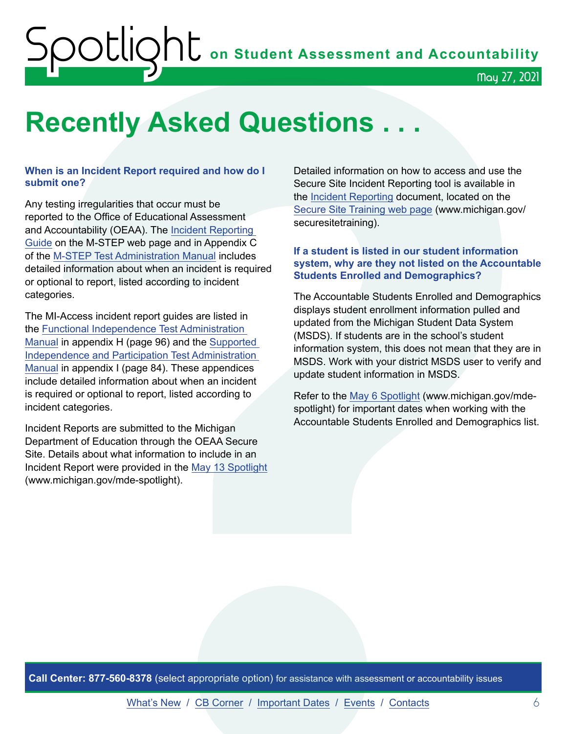# Recently Asked Questions . . .

### When is an Incident Report required and how do I submit one?

Any testing irregularities that occur must be reported to the Office of Educational Assessment and Accountability (OEAA). The Incident Reporting Guide on the M-STEP web page and in Appendix C of the M-STEP Test Administration Manual includes detailed information about when an incident is required or optional to report, listed according to incident categories.

The MI-Access incident report guides are listed in the Functional Independence Test Administration Manual in appendix H (page 96) and the Supported Independence and Participation Test Administration Manual in appendix I (page 84). These appendices include detailed information about when an incident is required or optional to report, listed according to incident categories.

Incident Reports are submitted to the Michigan Department of Education through the OEAA Secure Site. Details about what information to include in an Incident Report were provided in the May 13 Spotlight (www.michigan.gov/mde-spotlight).

Detailed information on how to access and use the Secure Site Incident Reporting tool is available in the Incident Reporting document, located on the Secure Site Training web page (www.michigan.gov/securesitetraining).

### If a student is listed in our student information system, why are they not listed on the Accountable Students Enrolled and Demographics?

The Accountable Students Enrolled and Demographics displays student enrollment information pulled and updated from the Michigan Student Data System (MSDS). If students are in the school's student information system, this does not mean that they are in MSDS. Work with your district MSDS user to verify and update student information in MSDS.

Refer to the May 6 Spotlight (www.michigan.gov/mde-spotlight) for important dates when working with the Accountable Students Enrolled and Demographics list.

**Call Center: 877-560-8378** (select appropriate option) for assistance with assessment or accountability issues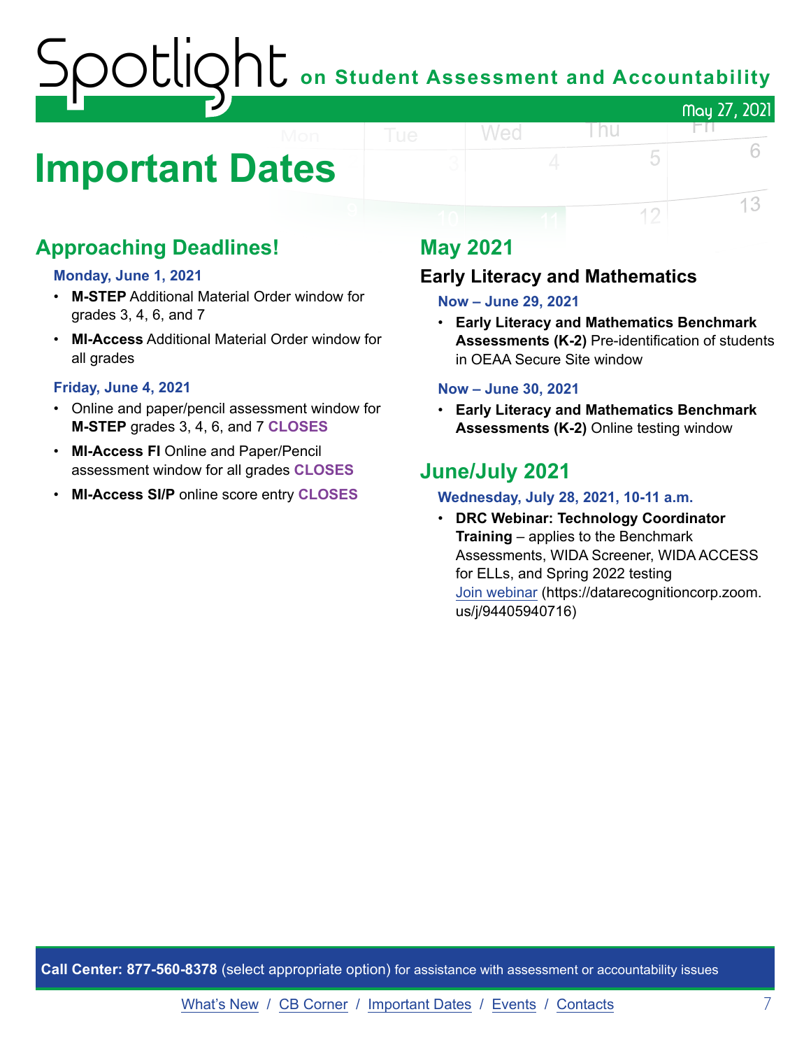# Important Dates

## Approaching Deadlines!

**Monday, June 1, 2021**

- **M-STEP** Additional Material Order window for grades 3, 4, 6, and 7
- **MI-Access** Additional Material Order window for all grades

**Friday, June 4, 2021**

- Online and paper/pencil assessment window for **M-STEP** grades 3, 4, 6, and 7 **CLOSES**
- **MI-Access FI** Online and Paper/Pencil assessment window for all grades **CLOSES**
- **MI-Access SI/P** online score entry **CLOSES**

## May 2021

### Early Literacy and Mathematics

**Now – June 29, 2021**

- **Early Literacy and Mathematics Benchmark Assessments (K-2)** Pre-identification of students in OEAA Secure Site window

**Now – June 30, 2021**

- **Early Literacy and Mathematics Benchmark Assessments (K-2)** Online testing window

## June/July 2021

**Wednesday, July 28, 2021, 10-11 a.m.**

- **DRC Webinar: Technology Coordinator Training** – applies to the Benchmark Assessments, WIDA Screener, WIDA ACCESS for ELLs, and Spring 2022 testing [Join webinar](https://datarecognitioncorp.zoom.us/j/94405940716) (https://datarecognitioncorp.zoom.us/j/94405940716)

**Call Center: 877-560-8378** (select appropriate option) for assistance with assessment or accountability issues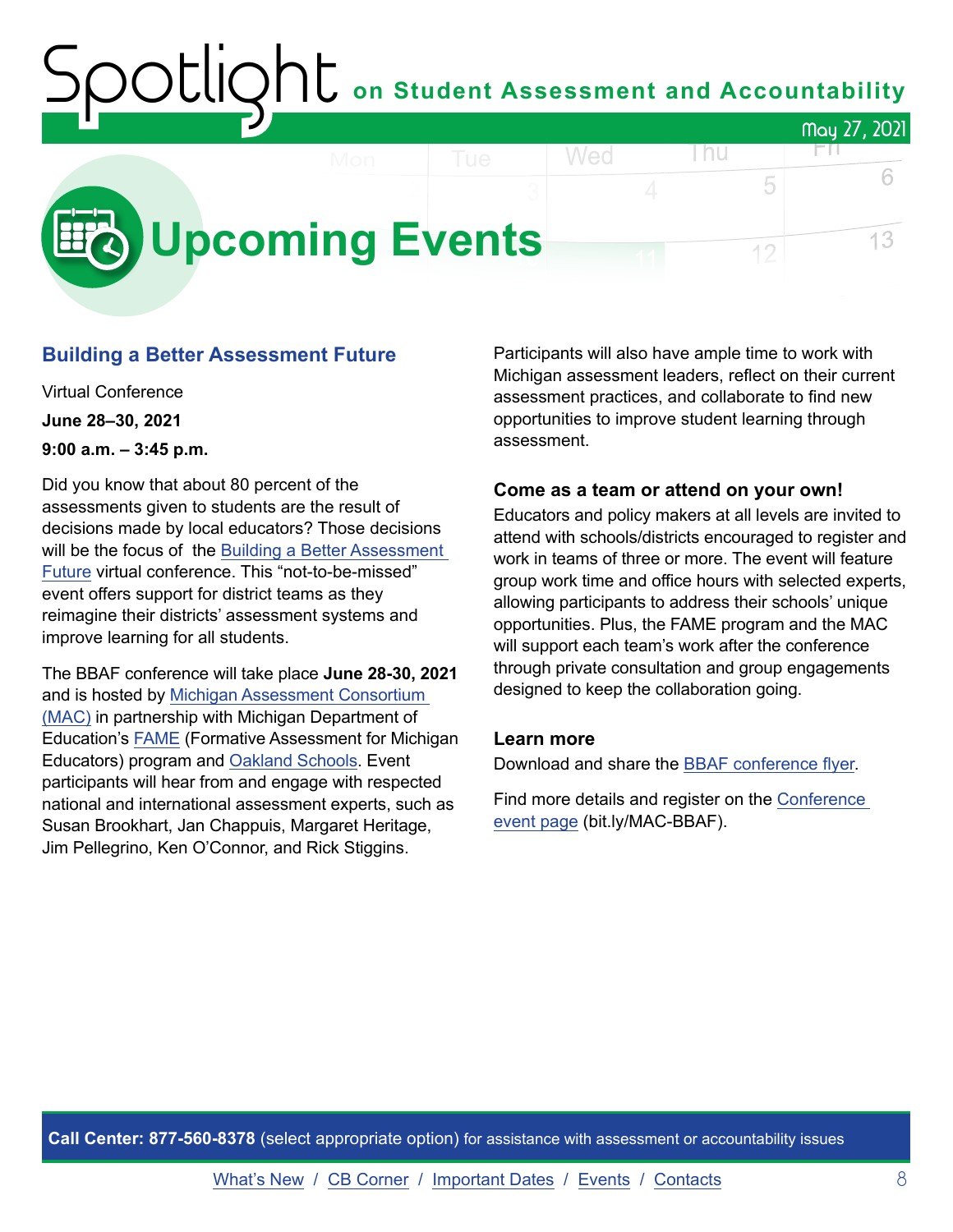# Upcoming Events

## Building a Better Assessment Future

Virtual Conference

**June 28–30, 2021**

**9:00 a.m. – 3:45 p.m.**

Did you know that about 80 percent of the assessments given to students are the result of decisions made by local educators? Those decisions will be the focus of the Building a Better Assessment Future virtual conference. This “not-to-be-missed” event offers support for district teams as they reimagine their districts’ assessment systems and improve learning for all students.

The BBAF conference will take place **June 28-30, 2021** and is hosted by Michigan Assessment Consortium (MAC) in partnership with Michigan Department of Education’s FAME (Formative Assessment for Michigan Educators) program and Oakland Schools. Event participants will hear from and engage with respected national and international assessment experts, such as Susan Brookhart, Jan Chappuis, Margaret Heritage, Jim Pellegrino, Ken O’Connor, and Rick Stiggins.

Participants will also have ample time to work with Michigan assessment leaders, reflect on their current assessment practices, and collaborate to find new opportunities to improve student learning through assessment.

### Come as a team or attend on your own!

Educators and policy makers at all levels are invited to attend with schools/districts encouraged to register and work in teams of three or more. The event will feature group work time and office hours with selected experts, allowing participants to address their schools’ unique opportunities. Plus, the FAME program and the MAC will support each team’s work after the conference through private consultation and group engagements designed to keep the collaboration going.

### Learn more

Download and share the BBAF conference flyer.

Find more details and register on the Conference event page (bit.ly/MAC-BBAF).

**Call Center: 877-560-8378** (select appropriate option) for assistance with assessment or accountability issues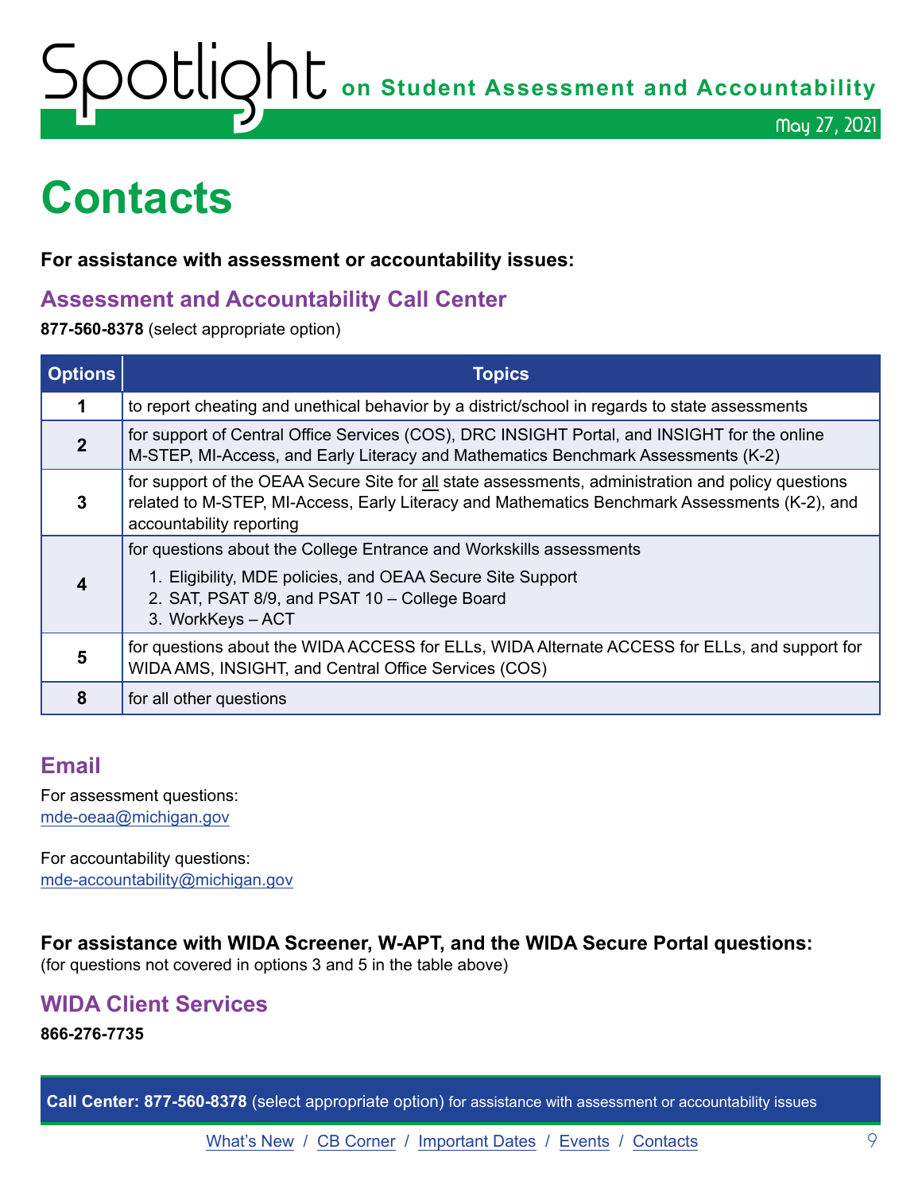# Contacts

**For assistance with assessment or accountability issues:**

## Assessment and Accountability Call Center

**877-560-8378** (select appropriate option)

| Options | Topics |
|---|---|
| **1** | to report cheating and unethical behavior by a district/school in regards to state assessments |
| **2** | for support of Central Office Services (COS), DRC INSIGHT Portal, and INSIGHT for the online M-STEP, MI-Access, and Early Literacy and Mathematics Benchmark Assessments (K-2) |
| **3** | for support of the OEAA Secure Site for all state assessments, administration and policy questions related to M-STEP, MI-Access, Early Literacy and Mathematics Benchmark Assessments (K-2), and accountability reporting |
| **4** | for questions about the College Entrance and Workskills assessments<br>1. Eligibility, MDE policies, and OEAA Secure Site Support<br>2. SAT, PSAT 8/9, and PSAT 10 – College Board<br>3. WorkKeys – ACT |
| **5** | for questions about the WIDA ACCESS for ELLs, WIDA Alternate ACCESS for ELLs, and support for WIDA AMS, INSIGHT, and Central Office Services (COS) |
| **8** | for all other questions |

## Email

For assessment questions:
mde-oeaa@michigan.gov

For accountability questions:
mde-accountability@michigan.gov

**For assistance with WIDA Screener, W-APT, and the WIDA Secure Portal questions:**
(for questions not covered in options 3 and 5 in the table above)

## WIDA Client Services

**866-276-7735**

**Call Center: 877-560-8378** (select appropriate option) for assistance with assessment or accountability issues